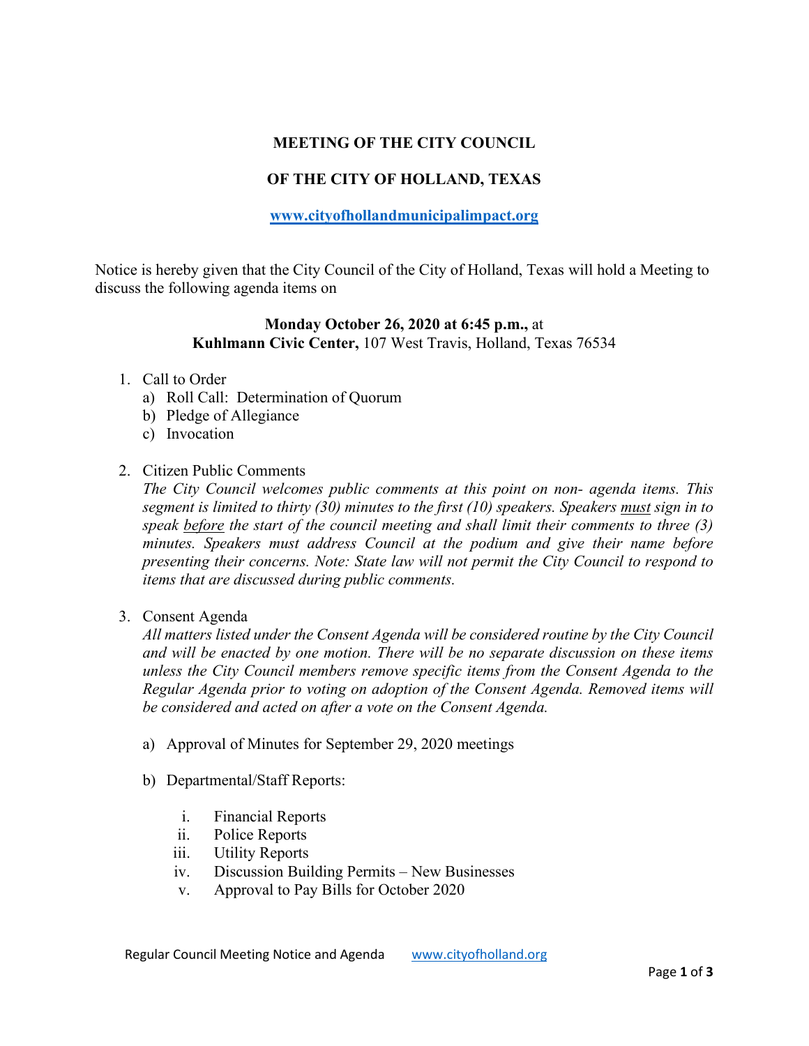# MEETING OF THE CITY COUNCIL

# OF THE CITY OF HOLLAND, TEXAS

**[www.cityofhollandmunicipalimpact.org](http://www.cityofhollandmunicipalimpact.org)**

Notice is hereby given that the City Council of the City of Holland, Texas will hold a Meeting to discuss the following agenda items on

**Monday October 26, 2020 at 6:45 p.m.,** at
**Kuhlmann Civic Center,** 107 West Travis, Holland, Texas 76534

1. Call to Order
   a) Roll Call: Determination of Quorum
   b) Pledge of Allegiance
   c) Invocation

2. Citizen Public Comments
   *The City Council welcomes public comments at this point on non- agenda items. This segment is limited to thirty (30) minutes to the first (10) speakers. Speakers must sign in to speak before the start of the council meeting and shall limit their comments to three (3) minutes. Speakers must address Council at the podium and give their name before presenting their concerns. Note: State law will not permit the City Council to respond to items that are discussed during public comments.*

3. Consent Agenda
   *All matters listed under the Consent Agenda will be considered routine by the City Council and will be enacted by one motion. There will be no separate discussion on these items unless the City Council members remove specific items from the Consent Agenda to the Regular Agenda prior to voting on adoption of the Consent Agenda. Removed items will be considered and acted on after a vote on the Consent Agenda.*

   a) Approval of Minutes for September 29, 2020 meetings

   b) Departmental/Staff Reports:

      i. Financial Reports
      ii. Police Reports
      iii. Utility Reports
      iv. Discussion Building Permits – New Businesses
      v. Approval to Pay Bills for October 2020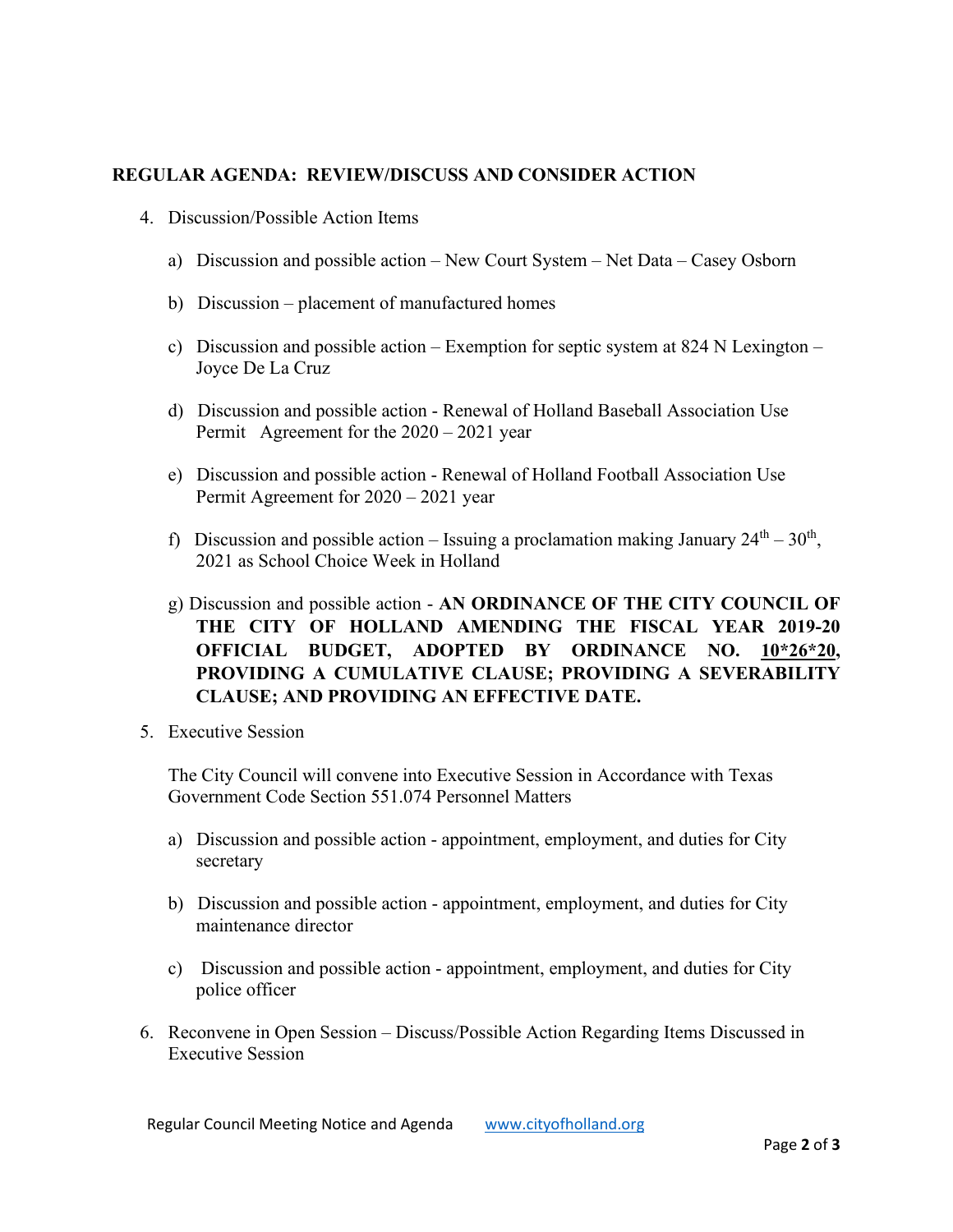## REGULAR AGENDA: REVIEW/DISCUSS AND CONSIDER ACTION

4. Discussion/Possible Action Items

   a) Discussion and possible action – New Court System – Net Data – Casey Osborn

   b) Discussion – placement of manufactured homes

   c) Discussion and possible action – Exemption for septic system at 824 N Lexington – Joyce De La Cruz

   d) Discussion and possible action - Renewal of Holland Baseball Association Use Permit Agreement for the 2020 – 2021 year

   e) Discussion and possible action - Renewal of Holland Football Association Use Permit Agreement for 2020 – 2021 year

   f) Discussion and possible action – Issuing a proclamation making January 24th – 30th, 2021 as School Choice Week in Holland

   g) Discussion and possible action - **AN ORDINANCE OF THE CITY COUNCIL OF THE CITY OF HOLLAND AMENDING THE FISCAL YEAR 2019-20 OFFICIAL BUDGET, ADOPTED BY ORDINANCE NO. <u>10*26*20</u>, PROVIDING A CUMULATIVE CLAUSE; PROVIDING A SEVERABILITY CLAUSE; AND PROVIDING AN EFFECTIVE DATE.**

5. Executive Session

   The City Council will convene into Executive Session in Accordance with Texas Government Code Section 551.074 Personnel Matters

   a) Discussion and possible action - appointment, employment, and duties for City secretary

   b) Discussion and possible action - appointment, employment, and duties for City maintenance director

   c) Discussion and possible action - appointment, employment, and duties for City police officer

6. Reconvene in Open Session – Discuss/Possible Action Regarding Items Discussed in Executive Session

Regular Council Meeting Notice and Agenda www.cityofholland.org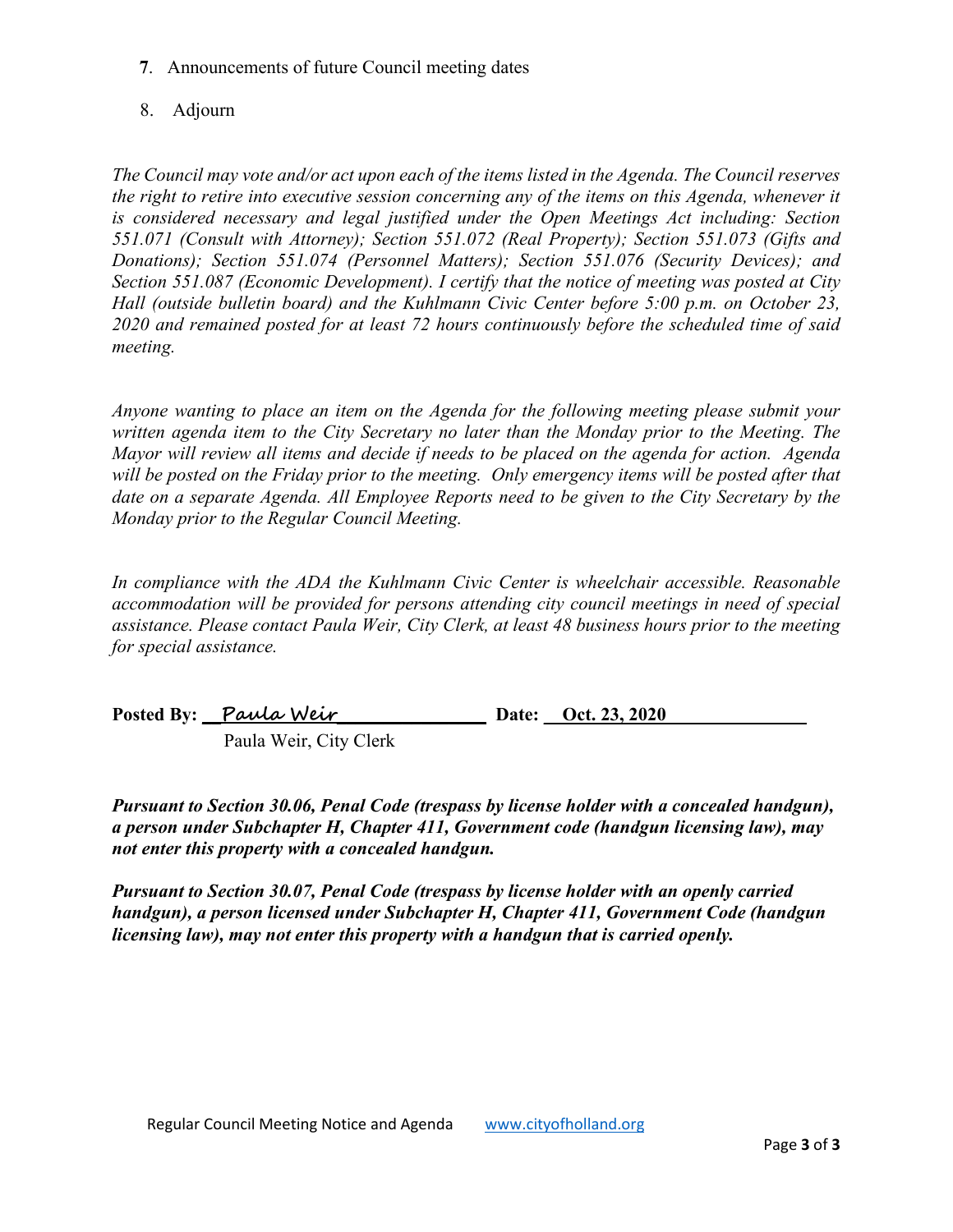7. Announcements of future Council meeting dates

8. Adjourn

*The Council may vote and/or act upon each of the items listed in the Agenda. The Council reserves the right to retire into executive session concerning any of the items on this Agenda, whenever it is considered necessary and legal justified under the Open Meetings Act including: Section 551.071 (Consult with Attorney); Section 551.072 (Real Property); Section 551.073 (Gifts and Donations); Section 551.074 (Personnel Matters); Section 551.076 (Security Devices); and Section 551.087 (Economic Development). I certify that the notice of meeting was posted at City Hall (outside bulletin board) and the Kuhlmann Civic Center before 5:00 p.m. on October 23, 2020 and remained posted for at least 72 hours continuously before the scheduled time of said meeting.*

*Anyone wanting to place an item on the Agenda for the following meeting please submit your written agenda item to the City Secretary no later than the Monday prior to the Meeting. The Mayor will review all items and decide if needs to be placed on the agenda for action. Agenda will be posted on the Friday prior to the meeting. Only emergency items will be posted after that date on a separate Agenda. All Employee Reports need to be given to the City Secretary by the Monday prior to the Regular Council Meeting.*

*In compliance with the ADA the Kuhlmann Civic Center is wheelchair accessible. Reasonable accommodation will be provided for persons attending city council meetings in need of special assistance. Please contact Paula Weir, City Clerk, at least 48 business hours prior to the meeting for special assistance.*

**Posted By:** Paula Weir **Date:** **Oct. 23, 2020**

Paula Weir, City Clerk

***Pursuant to Section 30.06, Penal Code (trespass by license holder with a concealed handgun), a person under Subchapter H, Chapter 411, Government code (handgun licensing law), may not enter this property with a concealed handgun.***

***Pursuant to Section 30.07, Penal Code (trespass by license holder with an openly carried handgun), a person licensed under Subchapter H, Chapter 411, Government Code (handgun licensing law), may not enter this property with a handgun that is carried openly.***